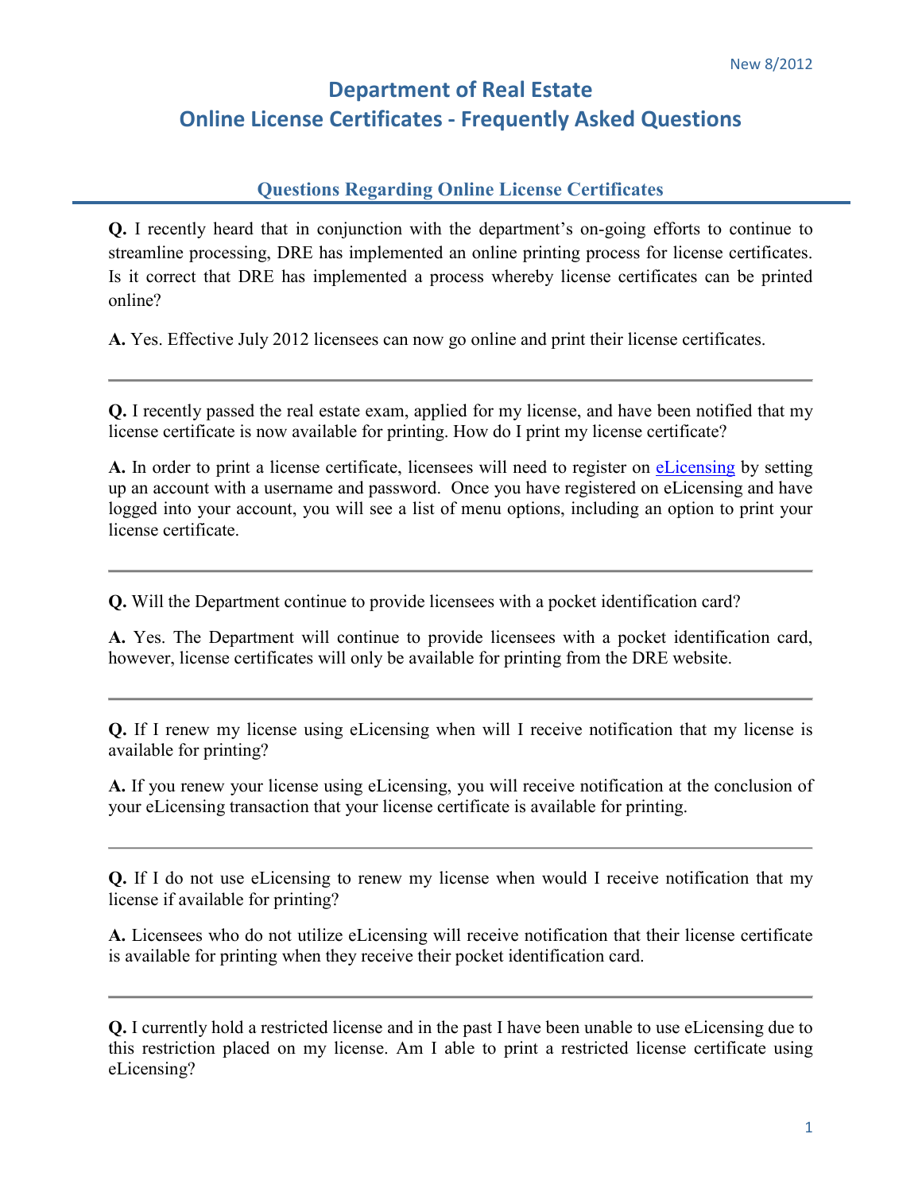New 8/2012

# Department of Real Estate
# Online License Certificates - Frequently Asked Questions

## Questions Regarding Online License Certificates

**Q.** I recently heard that in conjunction with the department's on-going efforts to continue to streamline processing, DRE has implemented an online printing process for license certificates. Is it correct that DRE has implemented a process whereby license certificates can be printed online?

**A.** Yes. Effective July 2012 licensees can now go online and print their license certificates.

---

**Q.** I recently passed the real estate exam, applied for my license, and have been notified that my license certificate is now available for printing. How do I print my license certificate?

**A.** In order to print a license certificate, licensees will need to register on eLicensing by setting up an account with a username and password. Once you have registered on eLicensing and have logged into your account, you will see a list of menu options, including an option to print your license certificate.

---

**Q.** Will the Department continue to provide licensees with a pocket identification card?

**A.** Yes. The Department will continue to provide licensees with a pocket identification card, however, license certificates will only be available for printing from the DRE website.

---

**Q.** If I renew my license using eLicensing when will I receive notification that my license is available for printing?

**A.** If you renew your license using eLicensing, you will receive notification at the conclusion of your eLicensing transaction that your license certificate is available for printing.

---

**Q.** If I do not use eLicensing to renew my license when would I receive notification that my license if available for printing?

**A.** Licensees who do not utilize eLicensing will receive notification that their license certificate is available for printing when they receive their pocket identification card.

---

**Q.** I currently hold a restricted license and in the past I have been unable to use eLicensing due to this restriction placed on my license. Am I able to print a restricted license certificate using eLicensing?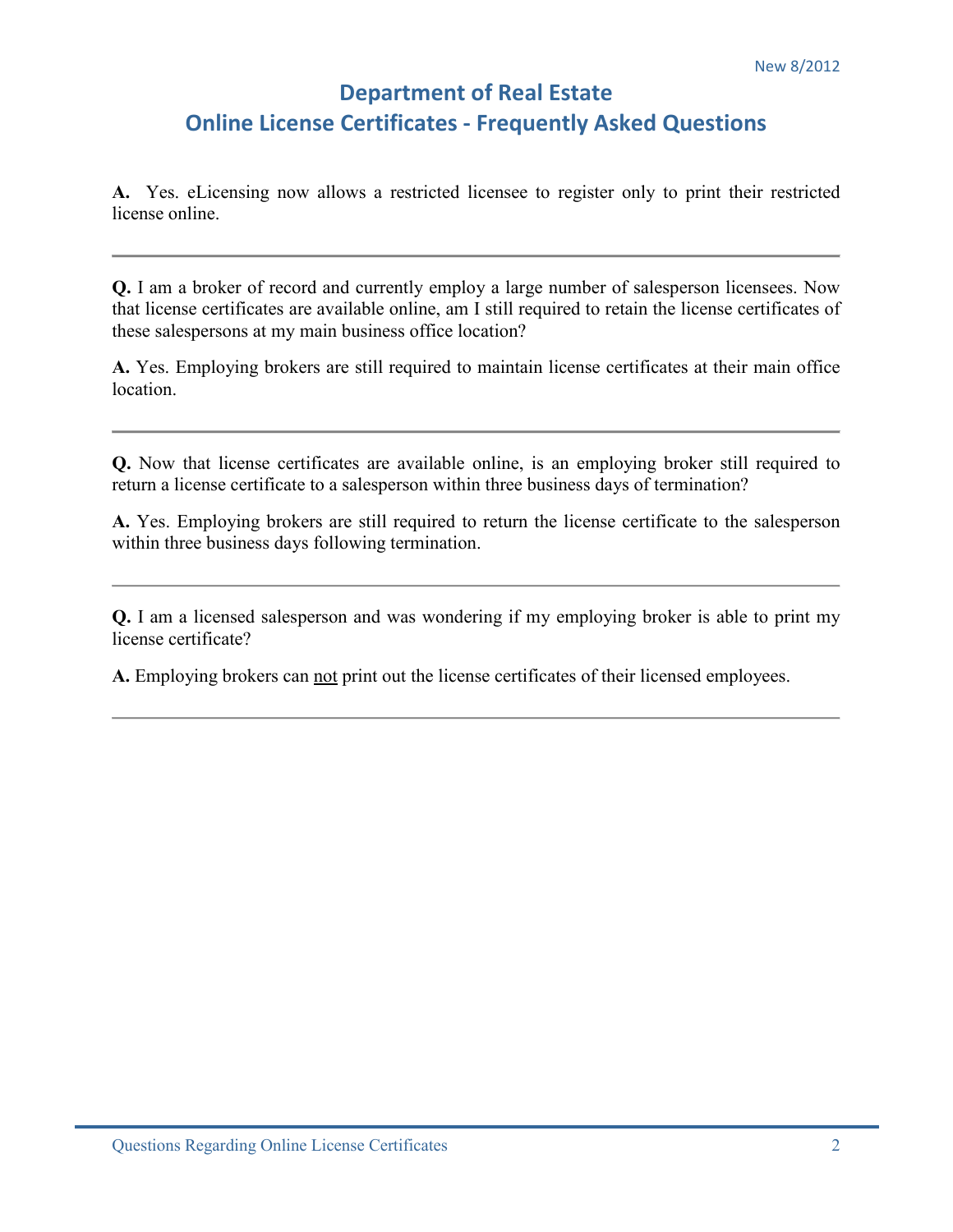# Department of Real Estate
## Online License Certificates - Frequently Asked Questions

**A.** Yes. eLicensing now allows a restricted licensee to register only to print their restricted license online.

---

**Q.** I am a broker of record and currently employ a large number of salesperson licensees. Now that license certificates are available online, am I still required to retain the license certificates of these salespersons at my main business office location?

**A.** Yes. Employing brokers are still required to maintain license certificates at their main office location.

---

**Q.** Now that license certificates are available online, is an employing broker still required to return a license certificate to a salesperson within three business days of termination?

**A.** Yes. Employing brokers are still required to return the license certificate to the salesperson within three business days following termination.

---

**Q.** I am a licensed salesperson and was wondering if my employing broker is able to print my license certificate?

**A.** Employing brokers can <u>not</u> print out the license certificates of their licensed employees.

---